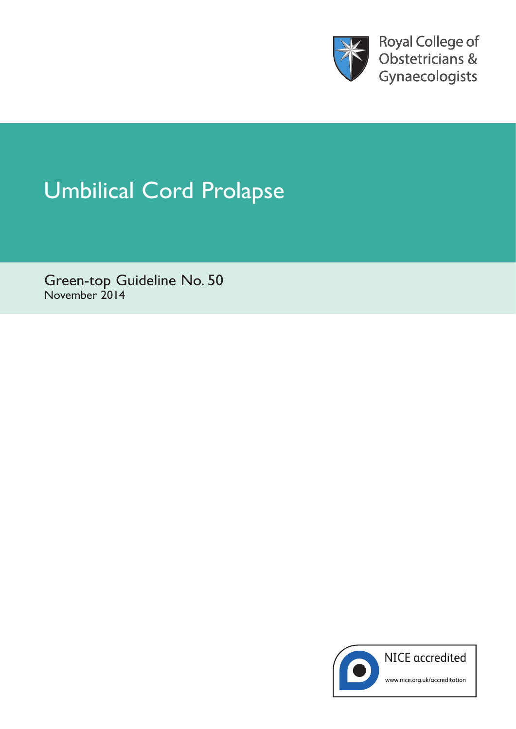Royal College of Obstetricians & Gynaecologists

# Umbilical Cord Prolapse

Green-top Guideline No. 50
November 2014

NICE accredited

www.nice.org.uk/accreditation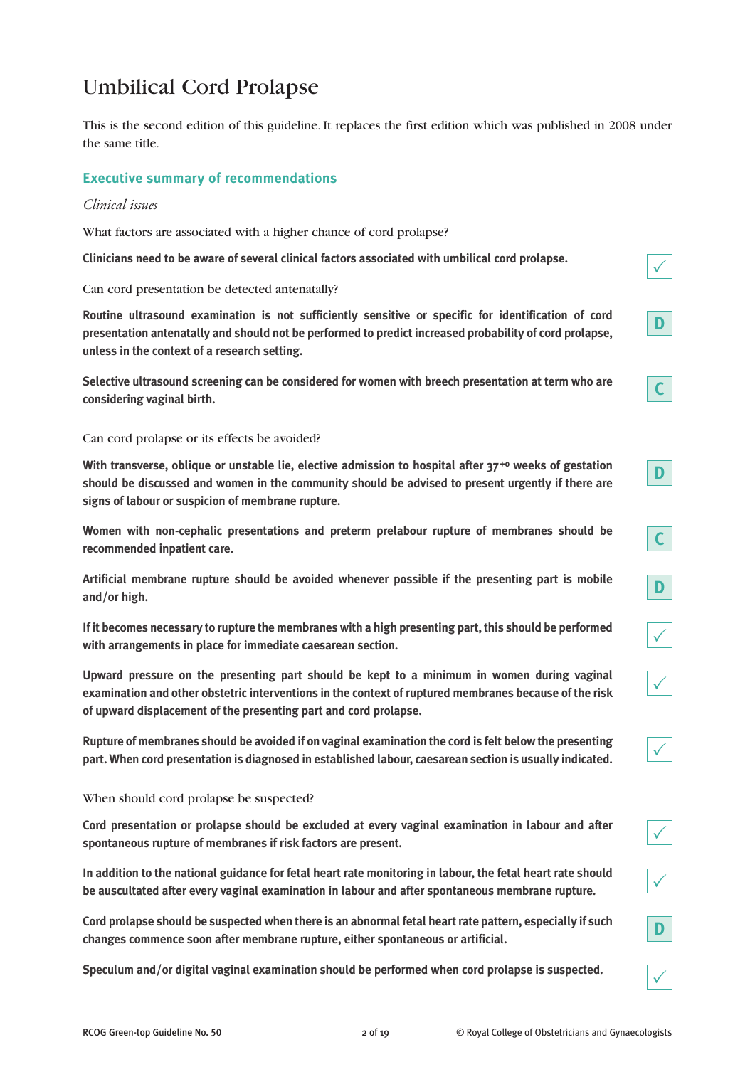# Umbilical Cord Prolapse

This is the second edition of this guideline. It replaces the first edition which was published in 2008 under the same title.

## Executive summary of recommendations

*Clinical issues*

What factors are associated with a higher chance of cord prolapse?

**Clinicians need to be aware of several clinical factors associated with umbilical cord prolapse.** ✓

Can cord presentation be detected antenatally?

**Routine ultrasound examination is not sufficiently sensitive or specific for identification of cord presentation antenatally and should not be performed to predict increased probability of cord prolapse, unless in the context of a research setting.** D

**Selective ultrasound screening can be considered for women with breech presentation at term who are considering vaginal birth.** C

Can cord prolapse or its effects be avoided?

**With transverse, oblique or unstable lie, elective admission to hospital after $37^{+0}$ weeks of gestation should be discussed and women in the community should be advised to present urgently if there are signs of labour or suspicion of membrane rupture.** D

**Women with non-cephalic presentations and preterm prelabour rupture of membranes should be recommended inpatient care.** C

**Artificial membrane rupture should be avoided whenever possible if the presenting part is mobile and/or high.** D

**If it becomes necessary to rupture the membranes with a high presenting part, this should be performed with arrangements in place for immediate caesarean section.** ✓

**Upward pressure on the presenting part should be kept to a minimum in women during vaginal examination and other obstetric interventions in the context of ruptured membranes because of the risk of upward displacement of the presenting part and cord prolapse.** ✓

**Rupture of membranes should be avoided if on vaginal examination the cord is felt below the presenting part. When cord presentation is diagnosed in established labour, caesarean section is usually indicated.** ✓

When should cord prolapse be suspected?

**Cord presentation or prolapse should be excluded at every vaginal examination in labour and after spontaneous rupture of membranes if risk factors are present.** ✓

**In addition to the national guidance for fetal heart rate monitoring in labour, the fetal heart rate should be auscultated after every vaginal examination in labour and after spontaneous membrane rupture.** ✓

**Cord prolapse should be suspected when there is an abnormal fetal heart rate pattern, especially if such changes commence soon after membrane rupture, either spontaneous or artificial.** D

**Speculum and/or digital vaginal examination should be performed when cord prolapse is suspected.** ✓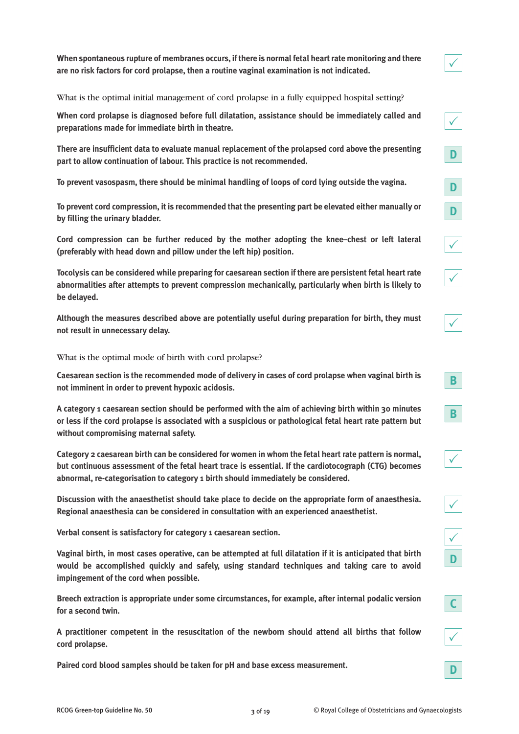**When spontaneous rupture of membranes occurs, if there is normal fetal heart rate monitoring and there are no risk factors for cord prolapse, then a routine vaginal examination is not indicated.** ✓

What is the optimal initial management of cord prolapse in a fully equipped hospital setting?

**When cord prolapse is diagnosed before full dilatation, assistance should be immediately called and preparations made for immediate birth in theatre.** ✓

**There are insufficient data to evaluate manual replacement of the prolapsed cord above the presenting part to allow continuation of labour. This practice is not recommended.** D

**To prevent vasospasm, there should be minimal handling of loops of cord lying outside the vagina.** D

**To prevent cord compression, it is recommended that the presenting part be elevated either manually or by filling the urinary bladder.** D

**Cord compression can be further reduced by the mother adopting the knee–chest or left lateral (preferably with head down and pillow under the left hip) position.** ✓

**Tocolysis can be considered while preparing for caesarean section if there are persistent fetal heart rate abnormalities after attempts to prevent compression mechanically, particularly when birth is likely to be delayed.** ✓

**Although the measures described above are potentially useful during preparation for birth, they must not result in unnecessary delay.** ✓

What is the optimal mode of birth with cord prolapse?

**Caesarean section is the recommended mode of delivery in cases of cord prolapse when vaginal birth is not imminent in order to prevent hypoxic acidosis.** B

**A category 1 caesarean section should be performed with the aim of achieving birth within 30 minutes or less if the cord prolapse is associated with a suspicious or pathological fetal heart rate pattern but without compromising maternal safety.** B

**Category 2 caesarean birth can be considered for women in whom the fetal heart rate pattern is normal, but continuous assessment of the fetal heart trace is essential. If the cardiotocograph (CTG) becomes abnormal, re-categorisation to category 1 birth should immediately be considered.** ✓

**Discussion with the anaesthetist should take place to decide on the appropriate form of anaesthesia. Regional anaesthesia can be considered in consultation with an experienced anaesthetist.** ✓

**Verbal consent is satisfactory for category 1 caesarean section.** ✓

**Vaginal birth, in most cases operative, can be attempted at full dilatation if it is anticipated that birth would be accomplished quickly and safely, using standard techniques and taking care to avoid impingement of the cord when possible.** D

**Breech extraction is appropriate under some circumstances, for example, after internal podalic version for a second twin.** C

**A practitioner competent in the resuscitation of the newborn should attend all births that follow cord prolapse.** ✓

**Paired cord blood samples should be taken for pH and base excess measurement.** D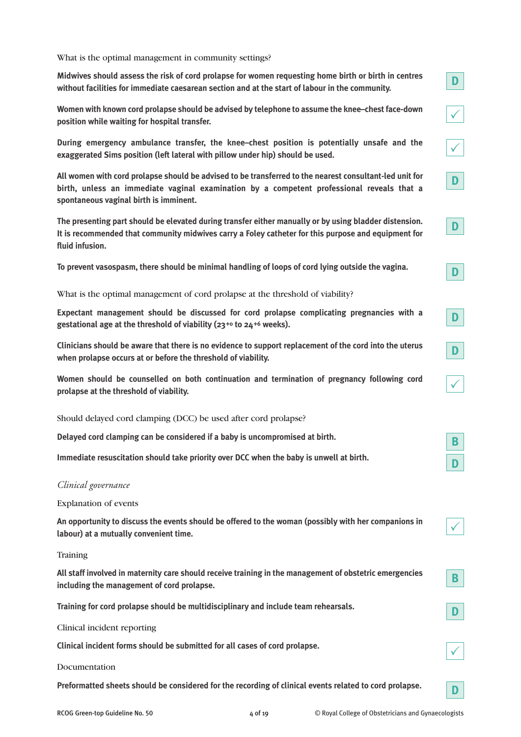What is the optimal management in community settings?

**Midwives should assess the risk of cord prolapse for women requesting home birth or birth in centres without facilities for immediate caesarean section and at the start of labour in the community.** D

**Women with known cord prolapse should be advised by telephone to assume the knee–chest face-down position while waiting for hospital transfer.** ✓

**During emergency ambulance transfer, the knee–chest position is potentially unsafe and the exaggerated Sims position (left lateral with pillow under hip) should be used.** ✓

**All women with cord prolapse should be advised to be transferred to the nearest consultant-led unit for birth, unless an immediate vaginal examination by a competent professional reveals that a spontaneous vaginal birth is imminent.** D

**The presenting part should be elevated during transfer either manually or by using bladder distension. It is recommended that community midwives carry a Foley catheter for this purpose and equipment for fluid infusion.** D

**To prevent vasospasm, there should be minimal handling of loops of cord lying outside the vagina.** D

What is the optimal management of cord prolapse at the threshold of viability?

**Expectant management should be discussed for cord prolapse complicating pregnancies with a gestational age at the threshold of viability ($23^{+0}$ to $24^{+6}$ weeks).** D

**Clinicians should be aware that there is no evidence to support replacement of the cord into the uterus when prolapse occurs at or before the threshold of viability.** D

**Women should be counselled on both continuation and termination of pregnancy following cord prolapse at the threshold of viability.** ✓

Should delayed cord clamping (DCC) be used after cord prolapse?

**Delayed cord clamping can be considered if a baby is uncompromised at birth.** B

**Immediate resuscitation should take priority over DCC when the baby is unwell at birth.** D

*Clinical governance*

Explanation of events

**An opportunity to discuss the events should be offered to the woman (possibly with her companions in labour) at a mutually convenient time.** ✓

Training

**All staff involved in maternity care should receive training in the management of obstetric emergencies including the management of cord prolapse.** B

**Training for cord prolapse should be multidisciplinary and include team rehearsals.** D

Clinical incident reporting

**Clinical incident forms should be submitted for all cases of cord prolapse.** ✓

Documentation

**Preformatted sheets should be considered for the recording of clinical events related to cord prolapse.** D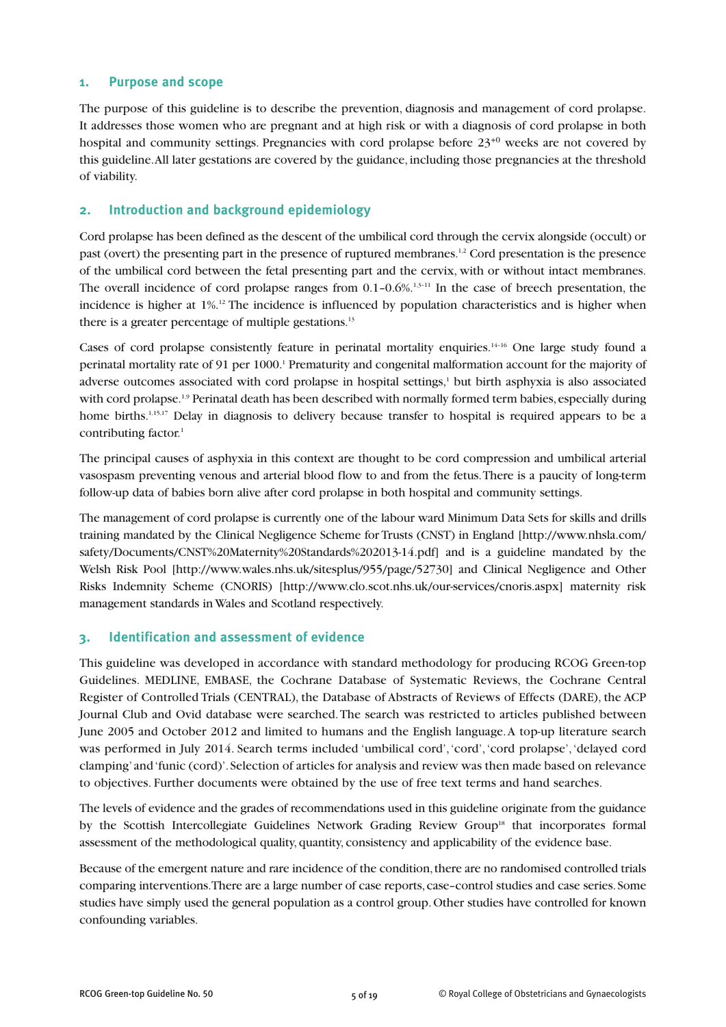## 1. Purpose and scope

The purpose of this guideline is to describe the prevention, diagnosis and management of cord prolapse. It addresses those women who are pregnant and at high risk or with a diagnosis of cord prolapse in both hospital and community settings. Pregnancies with cord prolapse before $23^{+0}$ weeks are not covered by this guideline. All later gestations are covered by the guidance, including those pregnancies at the threshold of viability.

## 2. Introduction and background epidemiology

Cord prolapse has been defined as the descent of the umbilical cord through the cervix alongside (occult) or past (overt) the presenting part in the presence of ruptured membranes.[1,2] Cord presentation is the presence of the umbilical cord between the fetal presenting part and the cervix, with or without intact membranes. The overall incidence of cord prolapse ranges from 0.1–0.6%.[1,3–11] In the case of breech presentation, the incidence is higher at 1%.[12] The incidence is influenced by population characteristics and is higher when there is a greater percentage of multiple gestations.[13]

Cases of cord prolapse consistently feature in perinatal mortality enquiries.[14–16] One large study found a perinatal mortality rate of 91 per 1000.[1] Prematurity and congenital malformation account for the majority of adverse outcomes associated with cord prolapse in hospital settings,[1] but birth asphyxia is also associated with cord prolapse.[1,9] Perinatal death has been described with normally formed term babies, especially during home births.[1,15,17] Delay in diagnosis to delivery because transfer to hospital is required appears to be a contributing factor.[1]

The principal causes of asphyxia in this context are thought to be cord compression and umbilical arterial vasospasm preventing venous and arterial blood flow to and from the fetus. There is a paucity of long-term follow-up data of babies born alive after cord prolapse in both hospital and community settings.

The management of cord prolapse is currently one of the labour ward Minimum Data Sets for skills and drills training mandated by the Clinical Negligence Scheme for Trusts (CNST) in England [http://www.nhsla.com/safety/Documents/CNST%20Maternity%20Standards%202013-14.pdf] and is a guideline mandated by the Welsh Risk Pool [http://www.wales.nhs.uk/sitesplus/955/page/52730] and Clinical Negligence and Other Risks Indemnity Scheme (CNORIS) [http://www.clo.scot.nhs.uk/our-services/cnoris.aspx] maternity risk management standards in Wales and Scotland respectively.

## 3. Identification and assessment of evidence

This guideline was developed in accordance with standard methodology for producing RCOG Green-top Guidelines. MEDLINE, EMBASE, the Cochrane Database of Systematic Reviews, the Cochrane Central Register of Controlled Trials (CENTRAL), the Database of Abstracts of Reviews of Effects (DARE), the ACP Journal Club and Ovid database were searched. The search was restricted to articles published between June 2005 and October 2012 and limited to humans and the English language. A top-up literature search was performed in July 2014. Search terms included 'umbilical cord', 'cord', 'cord prolapse', 'delayed cord clamping' and 'funic (cord)'. Selection of articles for analysis and review was then made based on relevance to objectives. Further documents were obtained by the use of free text terms and hand searches.

The levels of evidence and the grades of recommendations used in this guideline originate from the guidance by the Scottish Intercollegiate Guidelines Network Grading Review Group[18] that incorporates formal assessment of the methodological quality, quantity, consistency and applicability of the evidence base.

Because of the emergent nature and rare incidence of the condition, there are no randomised controlled trials comparing interventions. There are a large number of case reports, case–control studies and case series. Some studies have simply used the general population as a control group. Other studies have controlled for known confounding variables.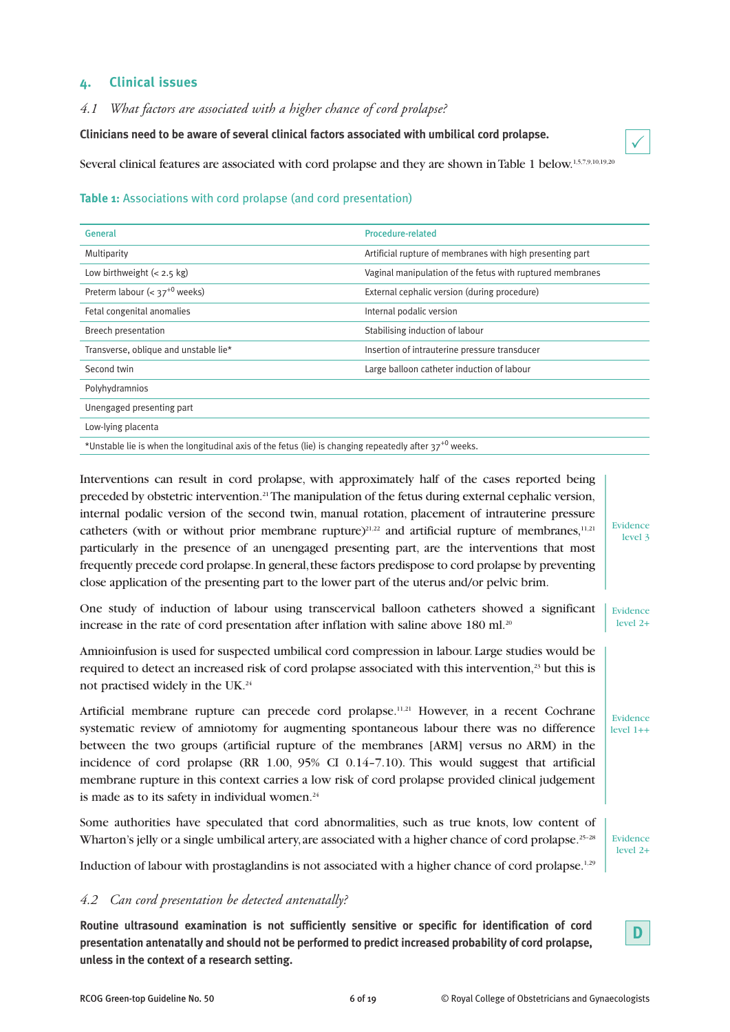## 4. Clinical issues

### *4.1 What factors are associated with a higher chance of cord prolapse?*

**Clinicians need to be aware of several clinical factors associated with umbilical cord prolapse.**

✓

Several clinical features are associated with cord prolapse and they are shown in Table 1 below.[1,5,7,9,10,19,20]

**Table 1:** Associations with cord prolapse (and cord presentation)

| General | Procedure-related |
|---|---|
| Multiparity | Artificial rupture of membranes with high presenting part |
| Low birthweight (< 2.5 kg) | Vaginal manipulation of the fetus with ruptured membranes |
| Preterm labour (< $37^{+0}$ weeks) | External cephalic version (during procedure) |
| Fetal congenital anomalies | Internal podalic version |
| Breech presentation | Stabilising induction of labour |
| Transverse, oblique and unstable lie* | Insertion of intrauterine pressure transducer |
| Second twin | Large balloon catheter induction of labour |
| Polyhydramnios | |
| Unengaged presenting part | |
| Low-lying placenta | |

*Unstable lie is when the longitudinal axis of the fetus (lie) is changing repeatedly after $37^{+0}$ weeks.

Interventions can result in cord prolapse, with approximately half of the cases reported being preceded by obstetric intervention.[21] The manipulation of the fetus during external cephalic version, internal podalic version of the second twin, manual rotation, placement of intrauterine pressure catheters (with or without prior membrane rupture)[21,22] and artificial rupture of membranes,[11,21] particularly in the presence of an unengaged presenting part, are the interventions that most frequently precede cord prolapse. In general, these factors predispose to cord prolapse by preventing close application of the presenting part to the lower part of the uterus and/or pelvic brim.

Evidence level 3

One study of induction of labour using transcervical balloon catheters showed a significant increase in the rate of cord presentation after inflation with saline above 180 ml.[20]

Evidence level 2+

Amnioinfusion is used for suspected umbilical cord compression in labour. Large studies would be required to detect an increased risk of cord prolapse associated with this intervention,[23] but this is not practised widely in the UK.[24]

Artificial membrane rupture can precede cord prolapse.[11,21] However, in a recent Cochrane systematic review of amniotomy for augmenting spontaneous labour there was no difference between the two groups (artificial rupture of the membranes [ARM] versus no ARM) in the incidence of cord prolapse (RR 1.00, 95% CI 0.14–7.10). This would suggest that artificial membrane rupture in this context carries a low risk of cord prolapse provided clinical judgement is made as to its safety in individual women.[24]

Evidence level 1++

Some authorities have speculated that cord abnormalities, such as true knots, low content of Wharton's jelly or a single umbilical artery, are associated with a higher chance of cord prolapse.[25–28]

Induction of labour with prostaglandins is not associated with a higher chance of cord prolapse.[1,29]

Evidence level 2+

### *4.2 Can cord presentation be detected antenatally?*

**Routine ultrasound examination is not sufficiently sensitive or specific for identification of cord presentation antenatally and should not be performed to predict increased probability of cord prolapse, unless in the context of a research setting.**

D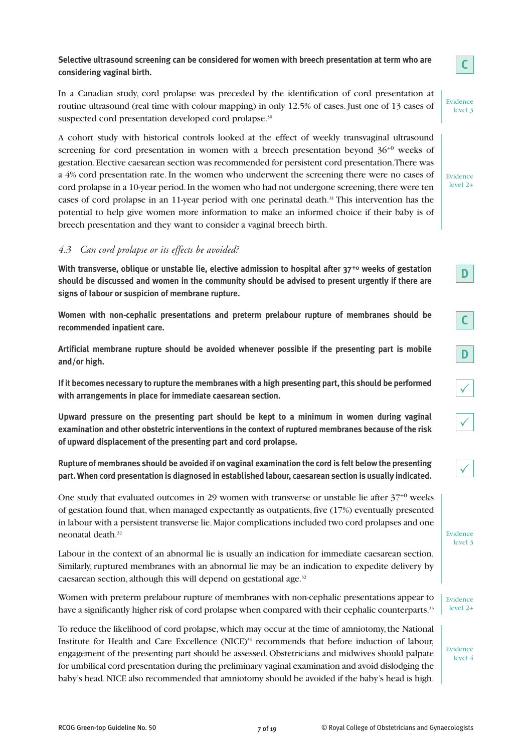**Selective ultrasound screening can be considered for women with breech presentation at term who are considering vaginal birth.** C

In a Canadian study, cord prolapse was preceded by the identification of cord presentation at routine ultrasound (real time with colour mapping) in only 12.5% of cases. Just one of 13 cases of suspected cord presentation developed cord prolapse.[30]

Evidence level 3

A cohort study with historical controls looked at the effect of weekly transvaginal ultrasound screening for cord presentation in women with a breech presentation beyond $36^{+0}$ weeks of gestation. Elective caesarean section was recommended for persistent cord presentation. There was a 4% cord presentation rate. In the women who underwent the screening there were no cases of cord prolapse in a 10-year period. In the women who had not undergone screening, there were ten cases of cord prolapse in an 11-year period with one perinatal death.[31] This intervention has the potential to help give women more information to make an informed choice if their baby is of breech presentation and they want to consider a vaginal breech birth.

Evidence level 2+

### 4.3 *Can cord prolapse or its effects be avoided?*

**With transverse, oblique or unstable lie, elective admission to hospital after $37^{+0}$ weeks of gestation should be discussed and women in the community should be advised to present urgently if there are signs of labour or suspicion of membrane rupture.** D

**Women with non-cephalic presentations and preterm prelabour rupture of membranes should be recommended inpatient care.** C

**Artificial membrane rupture should be avoided whenever possible if the presenting part is mobile and/or high.** D

**If it becomes necessary to rupture the membranes with a high presenting part, this should be performed with arrangements in place for immediate caesarean section.** ✓

**Upward pressure on the presenting part should be kept to a minimum in women during vaginal examination and other obstetric interventions in the context of ruptured membranes because of the risk of upward displacement of the presenting part and cord prolapse.** ✓

**Rupture of membranes should be avoided if on vaginal examination the cord is felt below the presenting part. When cord presentation is diagnosed in established labour, caesarean section is usually indicated.** ✓

One study that evaluated outcomes in 29 women with transverse or unstable lie after $37^{+0}$ weeks of gestation found that, when managed expectantly as outpatients, five (17%) eventually presented in labour with a persistent transverse lie. Major complications included two cord prolapses and one neonatal death.[32]

Labour in the context of an abnormal lie is usually an indication for immediate caesarean section. Similarly, ruptured membranes with an abnormal lie may be an indication to expedite delivery by caesarean section, although this will depend on gestational age.[32]

Evidence level 3

Women with preterm prelabour rupture of membranes with non-cephalic presentations appear to have a significantly higher risk of cord prolapse when compared with their cephalic counterparts.[33]

Evidence level 2+

To reduce the likelihood of cord prolapse, which may occur at the time of amniotomy, the National Institute for Health and Care Excellence (NICE)[34] recommends that before induction of labour, engagement of the presenting part should be assessed. Obstetricians and midwives should palpate for umbilical cord presentation during the preliminary vaginal examination and avoid dislodging the baby's head. NICE also recommended that amniotomy should be avoided if the baby's head is high.

Evidence level 4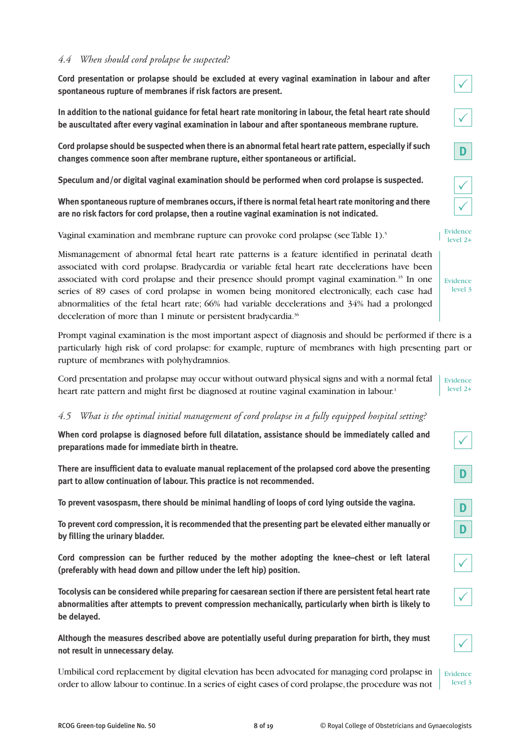### *4.4 When should cord prolapse be suspected?*

**Cord presentation or prolapse should be excluded at every vaginal examination in labour and after spontaneous rupture of membranes if risk factors are present.** ✓

**In addition to the national guidance for fetal heart rate monitoring in labour, the fetal heart rate should be auscultated after every vaginal examination in labour and after spontaneous membrane rupture.** ✓

**Cord prolapse should be suspected when there is an abnormal fetal heart rate pattern, especially if such changes commence soon after membrane rupture, either spontaneous or artificial.** D

**Speculum and/or digital vaginal examination should be performed when cord prolapse is suspected.** ✓

**When spontaneous rupture of membranes occurs, if there is normal fetal heart rate monitoring and there are no risk factors for cord prolapse, then a routine vaginal examination is not indicated.** ✓

Vaginal examination and membrane rupture can provoke cord prolapse (see Table 1).[5]

Evidence level 2+

Mismanagement of abnormal fetal heart rate patterns is a feature identified in perinatal death associated with cord prolapse. Bradycardia or variable fetal heart rate decelerations have been associated with cord prolapse and their presence should prompt vaginal examination.[35] In one series of 89 cases of cord prolapse in women being monitored electronically, each case had abnormalities of the fetal heart rate; 66% had variable decelerations and 34% had a prolonged deceleration of more than 1 minute or persistent bradycardia.[36]

Evidence level 3

Prompt vaginal examination is the most important aspect of diagnosis and should be performed if there is a particularly high risk of cord prolapse: for example, rupture of membranes with high presenting part or rupture of membranes with polyhydramnios.

Cord presentation and prolapse may occur without outward physical signs and with a normal fetal heart rate pattern and might first be diagnosed at routine vaginal examination in labour.[1]

Evidence level 2+

### *4.5 What is the optimal initial management of cord prolapse in a fully equipped hospital setting?*

**When cord prolapse is diagnosed before full dilatation, assistance should be immediately called and preparations made for immediate birth in theatre.** ✓

**There are insufficient data to evaluate manual replacement of the prolapsed cord above the presenting part to allow continuation of labour. This practice is not recommended.** D

**To prevent vasospasm, there should be minimal handling of loops of cord lying outside the vagina.** D

**To prevent cord compression, it is recommended that the presenting part be elevated either manually or by filling the urinary bladder.** D

**Cord compression can be further reduced by the mother adopting the knee–chest or left lateral (preferably with head down and pillow under the left hip) position.** ✓

**Tocolysis can be considered while preparing for caesarean section if there are persistent fetal heart rate abnormalities after attempts to prevent compression mechanically, particularly when birth is likely to be delayed.** ✓

**Although the measures described above are potentially useful during preparation for birth, they must not result in unnecessary delay.** ✓

Umbilical cord replacement by digital elevation has been advocated for managing cord prolapse in order to allow labour to continue. In a series of eight cases of cord prolapse, the procedure was not

Evidence level 3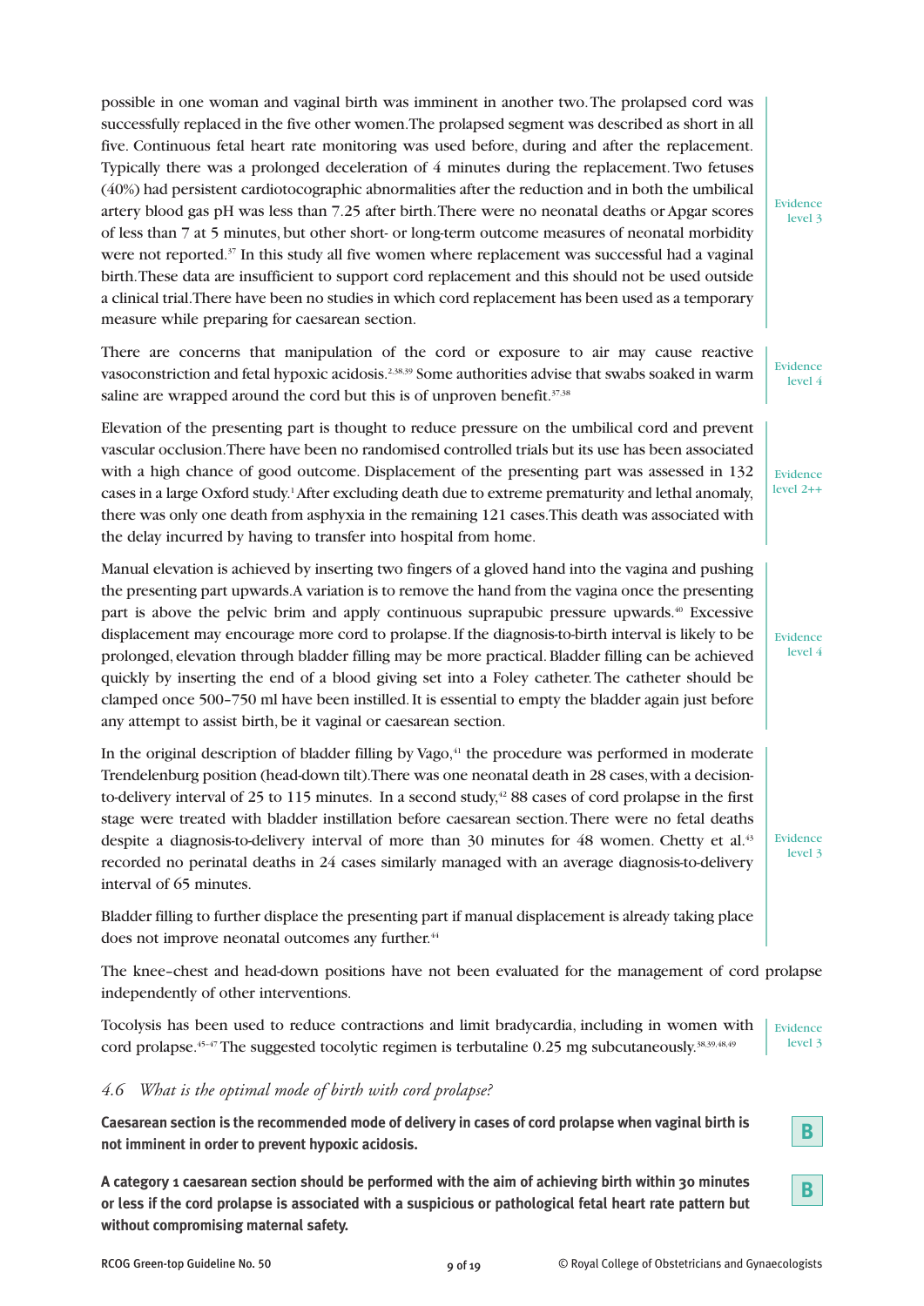possible in one woman and vaginal birth was imminent in another two. The prolapsed cord was successfully replaced in the five other women. The prolapsed segment was described as short in all five. Continuous fetal heart rate monitoring was used before, during and after the replacement. Typically there was a prolonged deceleration of 4 minutes during the replacement. Two fetuses (40%) had persistent cardiotocographic abnormalities after the reduction and in both the umbilical artery blood gas pH was less than 7.25 after birth. There were no neonatal deaths or Apgar scores of less than 7 at 5 minutes, but other short- or long-term outcome measures of neonatal morbidity were not reported.[37] In this study all five women where replacement was successful had a vaginal birth. These data are insufficient to support cord replacement and this should not be used outside a clinical trial. There have been no studies in which cord replacement has been used as a temporary measure while preparing for caesarean section.

Evidence level 3

There are concerns that manipulation of the cord or exposure to air may cause reactive vasoconstriction and fetal hypoxic acidosis.[2,38,39] Some authorities advise that swabs soaked in warm saline are wrapped around the cord but this is of unproven benefit.[37,38]

Evidence level 4

Elevation of the presenting part is thought to reduce pressure on the umbilical cord and prevent vascular occlusion. There have been no randomised controlled trials but its use has been associated with a high chance of good outcome. Displacement of the presenting part was assessed in 132 cases in a large Oxford study.[1] After excluding death due to extreme prematurity and lethal anomaly, there was only one death from asphyxia in the remaining 121 cases. This death was associated with the delay incurred by having to transfer into hospital from home.

Evidence level 2++

Manual elevation is achieved by inserting two fingers of a gloved hand into the vagina and pushing the presenting part upwards. A variation is to remove the hand from the vagina once the presenting part is above the pelvic brim and apply continuous suprapubic pressure upwards.[40] Excessive displacement may encourage more cord to prolapse. If the diagnosis-to-birth interval is likely to be prolonged, elevation through bladder filling may be more practical. Bladder filling can be achieved quickly by inserting the end of a blood giving set into a Foley catheter. The catheter should be clamped once 500–750 ml have been instilled. It is essential to empty the bladder again just before any attempt to assist birth, be it vaginal or caesarean section.

Evidence level 4

In the original description of bladder filling by Vago,[41] the procedure was performed in moderate Trendelenburg position (head-down tilt). There was one neonatal death in 28 cases, with a decision-to-delivery interval of 25 to 115 minutes. In a second study,[42] 88 cases of cord prolapse in the first stage were treated with bladder instillation before caesarean section. There were no fetal deaths despite a diagnosis-to-delivery interval of more than 30 minutes for 48 women. Chetty et al.[43] recorded no perinatal deaths in 24 cases similarly managed with an average diagnosis-to-delivery interval of 65 minutes.

Bladder filling to further displace the presenting part if manual displacement is already taking place does not improve neonatal outcomes any further.[44]

Evidence level 3

The knee–chest and head-down positions have not been evaluated for the management of cord prolapse independently of other interventions.

Tocolysis has been used to reduce contractions and limit bradycardia, including in women with cord prolapse.[45–47] The suggested tocolytic regimen is terbutaline 0.25 mg subcutaneously.[38,39,48,49]

Evidence level 3

### *4.6 What is the optimal mode of birth with cord prolapse?*

**Caesarean section is the recommended mode of delivery in cases of cord prolapse when vaginal birth is not imminent in order to prevent hypoxic acidosis.**

**B**

**A category 1 caesarean section should be performed with the aim of achieving birth within 30 minutes or less if the cord prolapse is associated with a suspicious or pathological fetal heart rate pattern but without compromising maternal safety.**

**B**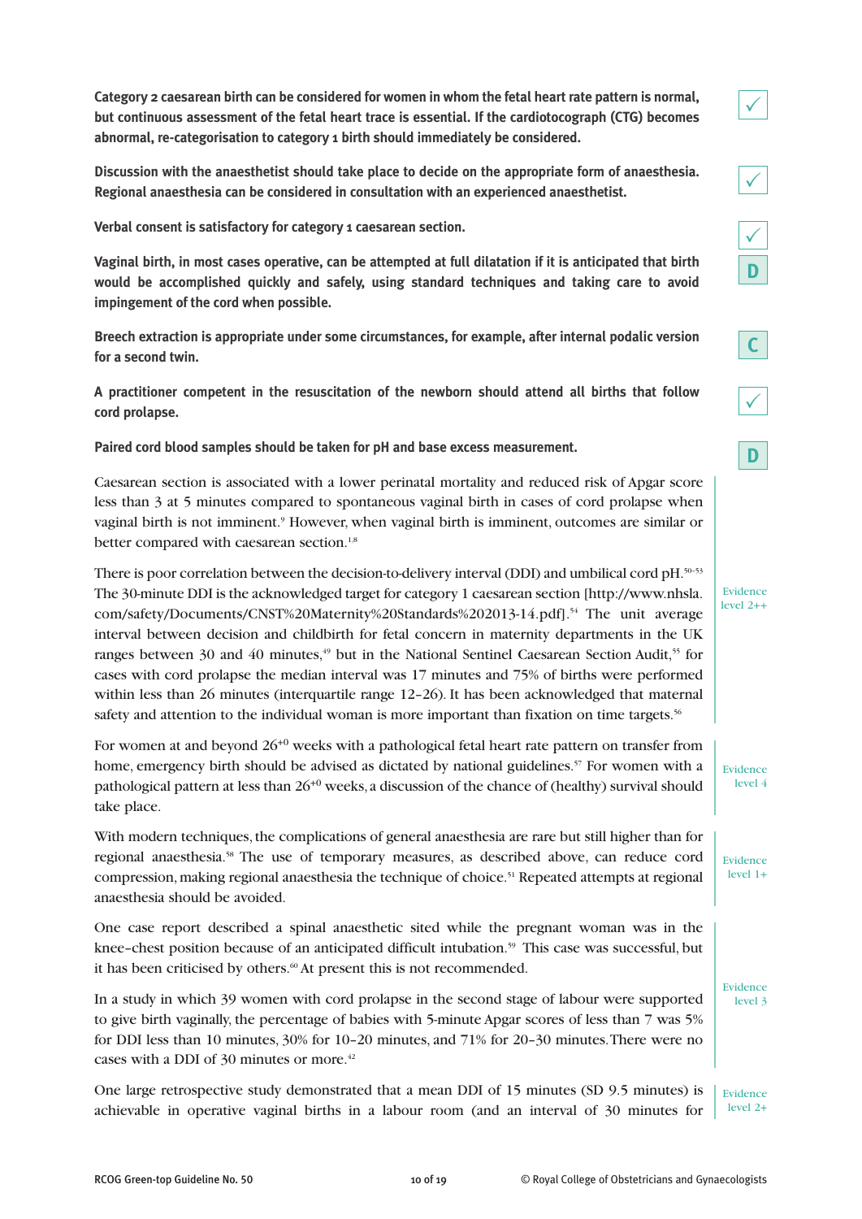**Category 2 caesarean birth can be considered for women in whom the fetal heart rate pattern is normal, but continuous assessment of the fetal heart trace is essential. If the cardiotocograph (CTG) becomes abnormal, re-categorisation to category 1 birth should immediately be considered.** ✓

**Discussion with the anaesthetist should take place to decide on the appropriate form of anaesthesia. Regional anaesthesia can be considered in consultation with an experienced anaesthetist.** ✓

**Verbal consent is satisfactory for category 1 caesarean section.** ✓

**Vaginal birth, in most cases operative, can be attempted at full dilatation if it is anticipated that birth would be accomplished quickly and safely, using standard techniques and taking care to avoid impingement of the cord when possible.** D

**Breech extraction is appropriate under some circumstances, for example, after internal podalic version for a second twin.** C

**A practitioner competent in the resuscitation of the newborn should attend all births that follow cord prolapse.** ✓

**Paired cord blood samples should be taken for pH and base excess measurement.** D

Caesarean section is associated with a lower perinatal mortality and reduced risk of Apgar score less than 3 at 5 minutes compared to spontaneous vaginal birth in cases of cord prolapse when vaginal birth is not imminent.[9] However, when vaginal birth is imminent, outcomes are similar or better compared with caesarean section.[1,8]

There is poor correlation between the decision-to-delivery interval (DDI) and umbilical cord pH.[50–53] The 30-minute DDI is the acknowledged target for category 1 caesarean section [http://www.nhsla.com/safety/Documents/CNST%20Maternity%20Standards%202013-14.pdf].[54] The unit average interval between decision and childbirth for fetal concern in maternity departments in the UK ranges between 30 and 40 minutes,[49] but in the National Sentinel Caesarean Section Audit,[55] for cases with cord prolapse the median interval was 17 minutes and 75% of births were performed within less than 26 minutes (interquartile range 12–26). It has been acknowledged that maternal safety and attention to the individual woman is more important than fixation on time targets.[56]

Evidence level 2++

For women at and beyond $26^{+0}$ weeks with a pathological fetal heart rate pattern on transfer from home, emergency birth should be advised as dictated by national guidelines.[57] For women with a pathological pattern at less than $26^{+0}$ weeks, a discussion of the chance of (healthy) survival should take place.

Evidence level 4

With modern techniques, the complications of general anaesthesia are rare but still higher than for regional anaesthesia.[58] The use of temporary measures, as described above, can reduce cord compression, making regional anaesthesia the technique of choice.[51] Repeated attempts at regional anaesthesia should be avoided.

Evidence level 1+

One case report described a spinal anaesthetic sited while the pregnant woman was in the knee–chest position because of an anticipated difficult intubation.[59] This case was successful, but it has been criticised by others.[60] At present this is not recommended.

In a study in which 39 women with cord prolapse in the second stage of labour were supported to give birth vaginally, the percentage of babies with 5-minute Apgar scores of less than 7 was 5% for DDI less than 10 minutes, 30% for 10–20 minutes, and 71% for 20–30 minutes. There were no cases with a DDI of 30 minutes or more.[42]

Evidence level 3

One large retrospective study demonstrated that a mean DDI of 15 minutes (SD 9.5 minutes) is achievable in operative vaginal births in a labour room (and an interval of 30 minutes for

Evidence level 2+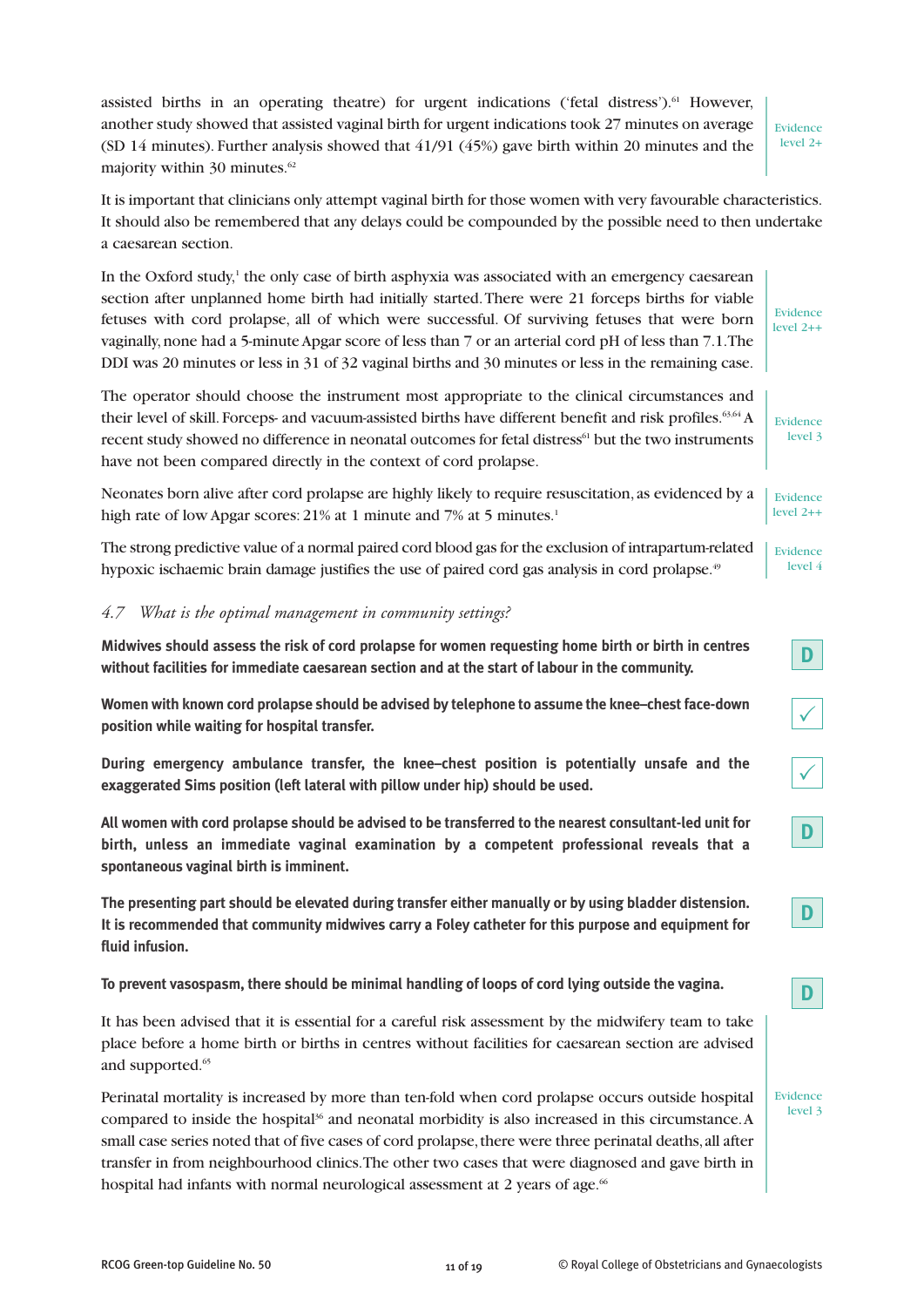assisted births in an operating theatre) for urgent indications ('fetal distress').[61] However, another study showed that assisted vaginal birth for urgent indications took 27 minutes on average (SD 14 minutes). Further analysis showed that 41/91 (45%) gave birth within 20 minutes and the majority within 30 minutes.[62]

Evidence level 2+

It is important that clinicians only attempt vaginal birth for those women with very favourable characteristics. It should also be remembered that any delays could be compounded by the possible need to then undertake a caesarean section.

In the Oxford study,[1] the only case of birth asphyxia was associated with an emergency caesarean section after unplanned home birth had initially started. There were 21 forceps births for viable fetuses with cord prolapse, all of which were successful. Of surviving fetuses that were born vaginally, none had a 5-minute Apgar score of less than 7 or an arterial cord pH of less than 7.1. The DDI was 20 minutes or less in 31 of 32 vaginal births and 30 minutes or less in the remaining case.

Evidence level 2++

The operator should choose the instrument most appropriate to the clinical circumstances and their level of skill. Forceps- and vacuum-assisted births have different benefit and risk profiles.[63,64] A recent study showed no difference in neonatal outcomes for fetal distress[61] but the two instruments have not been compared directly in the context of cord prolapse.

Evidence level 3

Neonates born alive after cord prolapse are highly likely to require resuscitation, as evidenced by a high rate of low Apgar scores: 21% at 1 minute and 7% at 5 minutes.[1]

Evidence level 2++

The strong predictive value of a normal paired cord blood gas for the exclusion of intrapartum-related hypoxic ischaemic brain damage justifies the use of paired cord gas analysis in cord prolapse.[49]

Evidence level 4

### *4.7 What is the optimal management in community settings?*

**Midwives should assess the risk of cord prolapse for women requesting home birth or birth in centres without facilities for immediate caesarean section and at the start of labour in the community.** D

**Women with known cord prolapse should be advised by telephone to assume the knee–chest face-down position while waiting for hospital transfer.** ✓

**During emergency ambulance transfer, the knee–chest position is potentially unsafe and the exaggerated Sims position (left lateral with pillow under hip) should be used.** ✓

**All women with cord prolapse should be advised to be transferred to the nearest consultant-led unit for birth, unless an immediate vaginal examination by a competent professional reveals that a spontaneous vaginal birth is imminent.** D

**The presenting part should be elevated during transfer either manually or by using bladder distension. It is recommended that community midwives carry a Foley catheter for this purpose and equipment for fluid infusion.** D

**To prevent vasospasm, there should be minimal handling of loops of cord lying outside the vagina.** D

It has been advised that it is essential for a careful risk assessment by the midwifery team to take place before a home birth or births in centres without facilities for caesarean section are advised and supported.[65]

Perinatal mortality is increased by more than ten-fold when cord prolapse occurs outside hospital compared to inside the hospital[36] and neonatal morbidity is also increased in this circumstance. A small case series noted that of five cases of cord prolapse, there were three perinatal deaths, all after transfer in from neighbourhood clinics. The other two cases that were diagnosed and gave birth in hospital had infants with normal neurological assessment at 2 years of age.[66]

Evidence level 3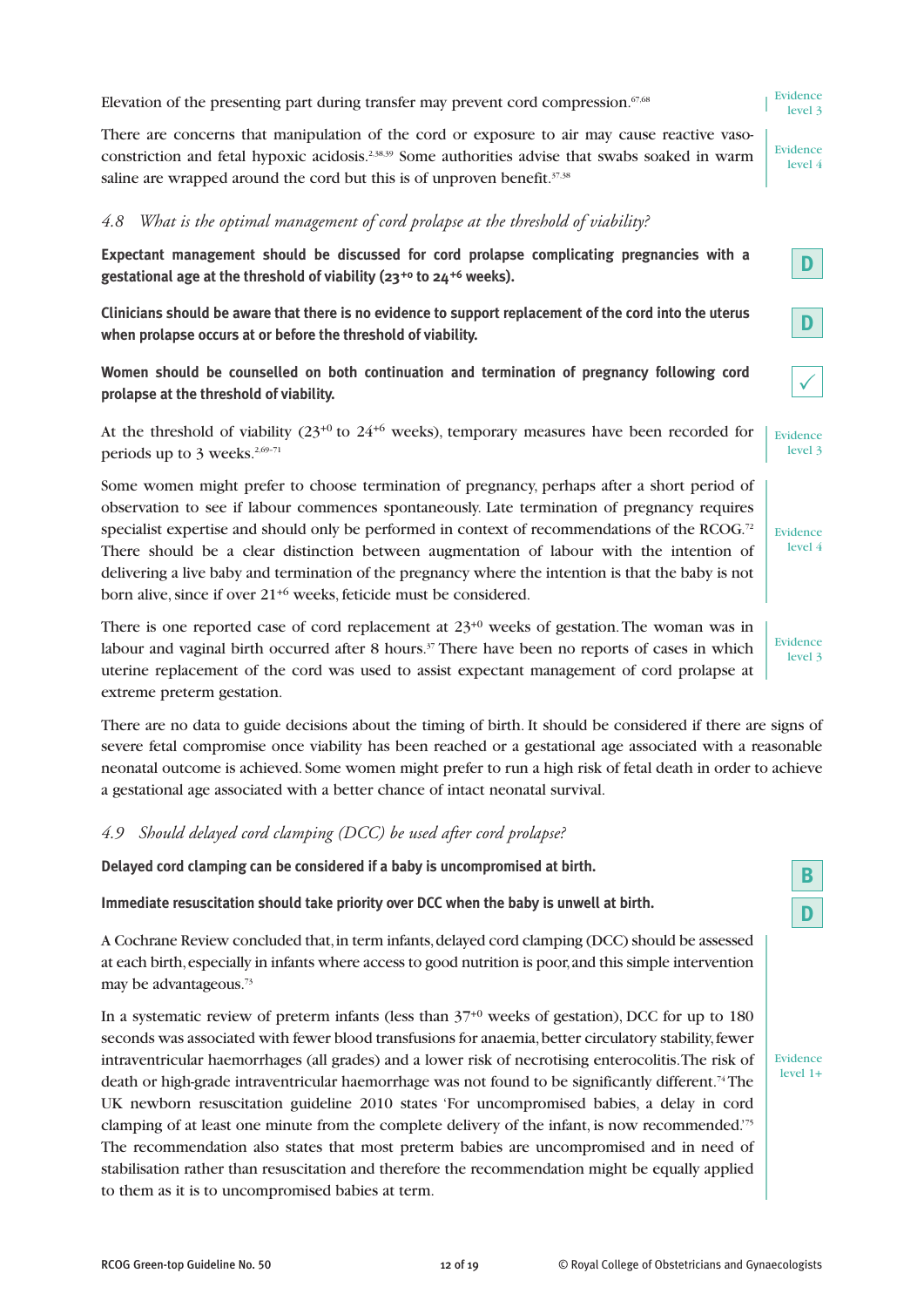Elevation of the presenting part during transfer may prevent cord compression.[67,68]

Evidence level 3

There are concerns that manipulation of the cord or exposure to air may cause reactive vasoconstriction and fetal hypoxic acidosis.[2,38,39] Some authorities advise that swabs soaked in warm saline are wrapped around the cord but this is of unproven benefit.[37,38]

Evidence level 4

*4.8 What is the optimal management of cord prolapse at the threshold of viability?*

**Expectant management should be discussed for cord prolapse complicating pregnancies with a gestational age at the threshold of viability ($23^{+0}$ to $24^{+6}$ weeks).** **D**

**Clinicians should be aware that there is no evidence to support replacement of the cord into the uterus when prolapse occurs at or before the threshold of viability.** **D**

**Women should be counselled on both continuation and termination of pregnancy following cord prolapse at the threshold of viability.** ✓

At the threshold of viability ($23^{+0}$ to $24^{+6}$ weeks), temporary measures have been recorded for periods up to 3 weeks.[2,69–71]

Evidence level 3

Some women might prefer to choose termination of pregnancy, perhaps after a short period of observation to see if labour commences spontaneously. Late termination of pregnancy requires specialist expertise and should only be performed in context of recommendations of the RCOG.[72] There should be a clear distinction between augmentation of labour with the intention of delivering a live baby and termination of the pregnancy where the intention is that the baby is not born alive, since if over $21^{+6}$ weeks, feticide must be considered.

Evidence level 4

There is one reported case of cord replacement at $23^{+0}$ weeks of gestation. The woman was in labour and vaginal birth occurred after 8 hours.[37] There have been no reports of cases in which uterine replacement of the cord was used to assist expectant management of cord prolapse at extreme preterm gestation.

Evidence level 3

There are no data to guide decisions about the timing of birth. It should be considered if there are signs of severe fetal compromise once viability has been reached or a gestational age associated with a reasonable neonatal outcome is achieved. Some women might prefer to run a high risk of fetal death in order to achieve a gestational age associated with a better chance of intact neonatal survival.

*4.9 Should delayed cord clamping (DCC) be used after cord prolapse?*

**Delayed cord clamping can be considered if a baby is uncompromised at birth.** **B**

**Immediate resuscitation should take priority over DCC when the baby is unwell at birth.** **D**

A Cochrane Review concluded that, in term infants, delayed cord clamping (DCC) should be assessed at each birth, especially in infants where access to good nutrition is poor, and this simple intervention may be advantageous.[73]

In a systematic review of preterm infants (less than $37^{+0}$ weeks of gestation), DCC for up to 180 seconds was associated with fewer blood transfusions for anaemia, better circulatory stability, fewer intraventricular haemorrhages (all grades) and a lower risk of necrotising enterocolitis. The risk of death or high-grade intraventricular haemorrhage was not found to be significantly different.[74] The UK newborn resuscitation guideline 2010 states 'For uncompromised babies, a delay in cord clamping of at least one minute from the complete delivery of the infant, is now recommended.'[75] The recommendation also states that most preterm babies are uncompromised and in need of stabilisation rather than resuscitation and therefore the recommendation might be equally applied to them as it is to uncompromised babies at term.

Evidence level 1+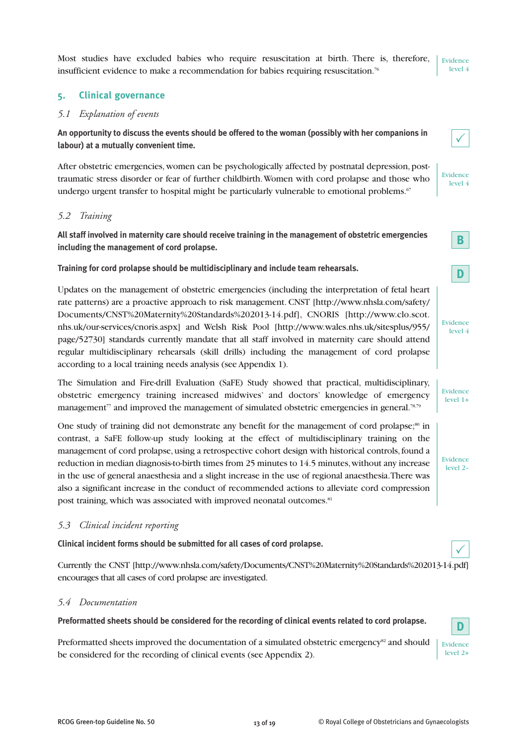Most studies have excluded babies who require resuscitation at birth. There is, therefore, insufficient evidence to make a recommendation for babies requiring resuscitation.[76]

Evidence level 4

## 5. Clinical governance

### *5.1 Explanation of events*

**An opportunity to discuss the events should be offered to the woman (possibly with her companions in labour) at a mutually convenient time.**

✓

After obstetric emergencies, women can be psychologically affected by postnatal depression, post-traumatic stress disorder or fear of further childbirth. Women with cord prolapse and those who undergo urgent transfer to hospital might be particularly vulnerable to emotional problems.[67]

Evidence level 4

### *5.2 Training*

**All staff involved in maternity care should receive training in the management of obstetric emergencies including the management of cord prolapse.**

B

**Training for cord prolapse should be multidisciplinary and include team rehearsals.**

D

Updates on the management of obstetric emergencies (including the interpretation of fetal heart rate patterns) are a proactive approach to risk management. CNST [http://www.nhsla.com/safety/Documents/CNST%20Maternity%20Standards%202013-14.pdf], CNORIS [http://www.clo.scot.nhs.uk/our-services/cnoris.aspx] and Welsh Risk Pool [http://www.wales.nhs.uk/sitesplus/955/page/52730] standards currently mandate that all staff involved in maternity care should attend regular multidisciplinary rehearsals (skill drills) including the management of cord prolapse according to a local training needs analysis (see Appendix 1).

Evidence level 4

The Simulation and Fire-drill Evaluation (SaFE) Study showed that practical, multidisciplinary, obstetric emergency training increased midwives' and doctors' knowledge of emergency management[77] and improved the management of simulated obstetric emergencies in general.[78,79]

Evidence level 1+

One study of training did not demonstrate any benefit for the management of cord prolapse;[80] in contrast, a SaFE follow-up study looking at the effect of multidisciplinary training on the management of cord prolapse, using a retrospective cohort design with historical controls, found a reduction in median diagnosis-to-birth times from 25 minutes to 14.5 minutes, without any increase in the use of general anaesthesia and a slight increase in the use of regional anaesthesia. There was also a significant increase in the conduct of recommended actions to alleviate cord compression post training, which was associated with improved neonatal outcomes.[81]

Evidence level 2–

### *5.3 Clinical incident reporting*

**Clinical incident forms should be submitted for all cases of cord prolapse.**

✓

Currently the CNST [http://www.nhsla.com/safety/Documents/CNST%20Maternity%20Standards%202013-14.pdf] encourages that all cases of cord prolapse are investigated.

### *5.4 Documentation*

**Preformatted sheets should be considered for the recording of clinical events related to cord prolapse.**

D

Preformatted sheets improved the documentation of a simulated obstetric emergency[82] and should be considered for the recording of clinical events (see Appendix 2).

Evidence level 2+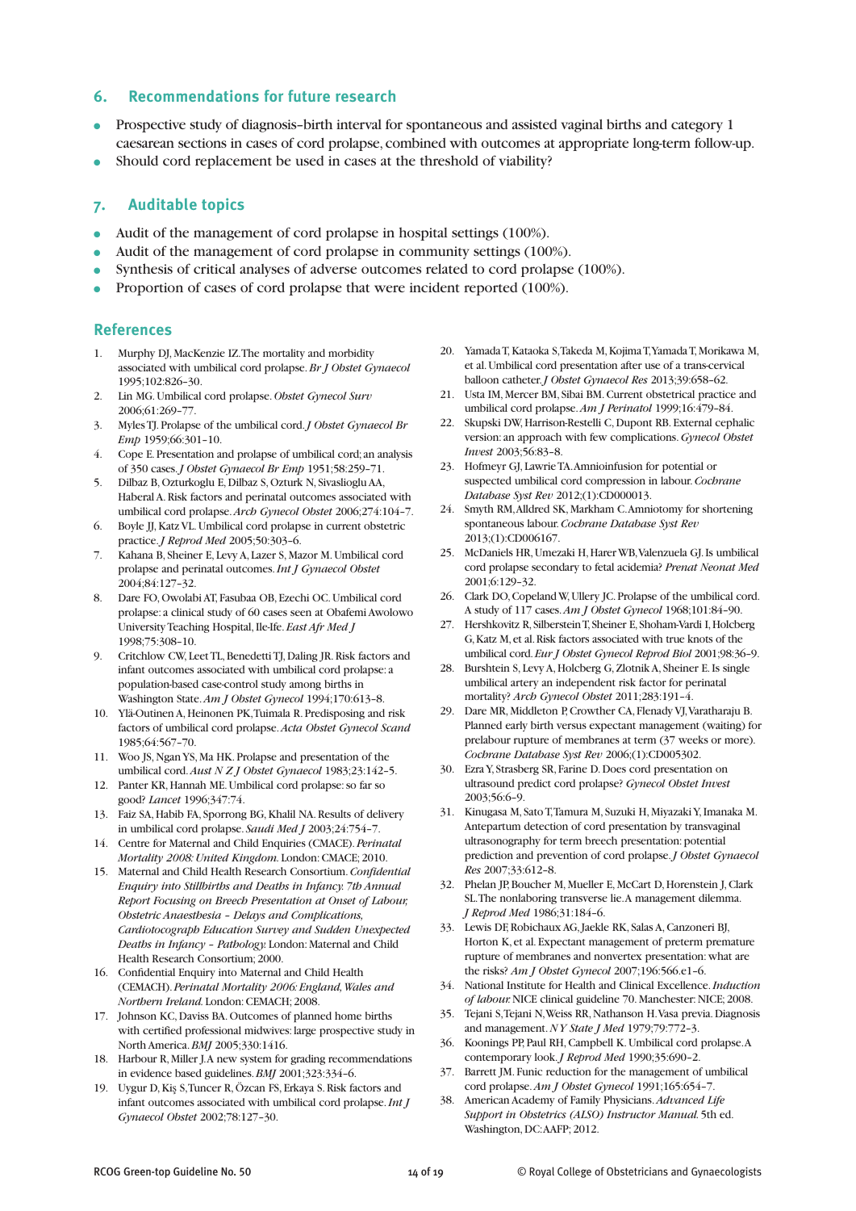## 6. Recommendations for future research

- Prospective study of diagnosis–birth interval for spontaneous and assisted vaginal births and category 1 caesarean sections in cases of cord prolapse, combined with outcomes at appropriate long-term follow-up.
- Should cord replacement be used in cases at the threshold of viability?

## 7. Auditable topics

- Audit of the management of cord prolapse in hospital settings (100%).
- Audit of the management of cord prolapse in community settings (100%).
- Synthesis of critical analyses of adverse outcomes related to cord prolapse (100%).
- Proportion of cases of cord prolapse that were incident reported (100%).

## References

1. Murphy DJ, MacKenzie IZ. The mortality and morbidity associated with umbilical cord prolapse. *Br J Obstet Gynaecol* 1995;102:826–30.
2. Lin MG. Umbilical cord prolapse. *Obstet Gynecol Surv* 2006;61:269–77.
3. Myles TJ. Prolapse of the umbilical cord. *J Obstet Gynaecol Br Emp* 1959;66:301–10.
4. Cope E. Presentation and prolapse of umbilical cord; an analysis of 350 cases. *J Obstet Gynaecol Br Emp* 1951;58:259–71.
5. Dilbaz B, Ozturkoglu E, Dilbaz S, Ozturk N, Sivaslioglu AA, Haberal A. Risk factors and perinatal outcomes associated with umbilical cord prolapse. *Arch Gynecol Obstet* 2006;274:104–7.
6. Boyle JJ, Katz VL. Umbilical cord prolapse in current obstetric practice. *J Reprod Med* 2005;50:303–6.
7. Kahana B, Sheiner E, Levy A, Lazer S, Mazor M. Umbilical cord prolapse and perinatal outcomes. *Int J Gynaecol Obstet* 2004;84:127–32.
8. Dare FO, Owolabi AT, Fasubaa OB, Ezechi OC. Umbilical cord prolapse: a clinical study of 60 cases seen at Obafemi Awolowo University Teaching Hospital, Ile-Ife. *East Afr Med J* 1998;75:308–10.
9. Critchlow CW, Leet TL, Benedetti TJ, Daling JR. Risk factors and infant outcomes associated with umbilical cord prolapse: a population-based case-control study among births in Washington State. *Am J Obstet Gynecol* 1994;170:613–8.
10. Ylä-Outinen A, Heinonen PK, Tuimala R. Predisposing and risk factors of umbilical cord prolapse. *Acta Obstet Gynecol Scand* 1985;64:567–70.
11. Woo JS, Ngan YS, Ma HK. Prolapse and presentation of the umbilical cord. *Aust N Z J Obstet Gynaecol* 1983;23:142–5.
12. Panter KR, Hannah ME. Umbilical cord prolapse: so far so good? *Lancet* 1996;347:74.
13. Faiz SA, Habib FA, Sporrong BG, Khalil NA. Results of delivery in umbilical cord prolapse. *Saudi Med J* 2003;24:754–7.
14. Centre for Maternal and Child Enquiries (CMACE). *Perinatal Mortality 2008: United Kingdom.* London: CMACE; 2010.
15. Maternal and Child Health Research Consortium. *Confidential Enquiry into Stillbirths and Deaths in Infancy. 7th Annual Report Focusing on Breech Presentation at Onset of Labour, Obstetric Anaesthesia – Delays and Complications, Cardiotocograph Education Survey and Sudden Unexpected Deaths in Infancy – Pathology.* London: Maternal and Child Health Research Consortium; 2000.
16. Confidential Enquiry into Maternal and Child Health (CEMACH). *Perinatal Mortality 2006: England, Wales and Northern Ireland.* London: CEMACH; 2008.
17. Johnson KC, Daviss BA. Outcomes of planned home births with certified professional midwives: large prospective study in North America. *BMJ* 2005;330:1416.
18. Harbour R, Miller J. A new system for grading recommendations in evidence based guidelines. *BMJ* 2001;323:334–6.
19. Uygur D, Kiş S, Tuncer R, Özcan FS, Erkaya S. Risk factors and infant outcomes associated with umbilical cord prolapse. *Int J Gynaecol Obstet* 2002;78:127–30.
20. Yamada T, Kataoka S, Takeda M, Kojima T, Yamada T, Morikawa M, et al. Umbilical cord presentation after use of a trans-cervical balloon catheter. *J Obstet Gynaecol Res* 2013;39:658–62.
21. Usta IM, Mercer BM, Sibai BM. Current obstetrical practice and umbilical cord prolapse. *Am J Perinatol* 1999;16:479–84.
22. Skupski DW, Harrison-Restelli C, Dupont RB. External cephalic version: an approach with few complications. *Gynecol Obstet Invest* 2003;56:83–8.
23. Hofmeyr GJ, Lawrie TA. Amnioinfusion for potential or suspected umbilical cord compression in labour. *Cochrane Database Syst Rev* 2012;(1):CD000013.
24. Smyth RM, Alldred SK, Markham C. Amniotomy for shortening spontaneous labour. *Cochrane Database Syst Rev* 2013;(1):CD006167.
25. McDaniels HR, Umezaki H, Harer WB, Valenzuela GJ. Is umbilical cord prolapse secondary to fetal acidemia? *Prenat Neonat Med* 2001;6:129–32.
26. Clark DO, Copeland W, Ullery JC. Prolapse of the umbilical cord. A study of 117 cases. *Am J Obstet Gynecol* 1968;101:84–90.
27. Hershkovitz R, Silberstein T, Sheiner E, Shoham-Vardi I, Holcberg G, Katz M, et al. Risk factors associated with true knots of the umbilical cord. *Eur J Obstet Gynecol Reprod Biol* 2001;98:36–9.
28. Burshtein S, Levy A, Holcberg G, Zlotnik A, Sheiner E. Is single umbilical artery an independent risk factor for perinatal mortality? *Arch Gynecol Obstet* 2011;283:191–4.
29. Dare MR, Middleton P, Crowther CA, Flenady VJ, Varatharaju B. Planned early birth versus expectant management (waiting) for prelabour rupture of membranes at term (37 weeks or more). *Cochrane Database Syst Rev* 2006;(1):CD005302.
30. Ezra Y, Strasberg SR, Farine D. Does cord presentation on ultrasound predict cord prolapse? *Gynecol Obstet Invest* 2003;56:6–9.
31. Kinugasa M, Sato T, Tamura M, Suzuki H, Miyazaki Y, Imanaka M. Antepartum detection of cord presentation by transvaginal ultrasonography for term breech presentation: potential prediction and prevention of cord prolapse. *J Obstet Gynaecol Res* 2007;33:612–8.
32. Phelan JP, Boucher M, Mueller E, McCart D, Horenstein J, Clark SL. The nonlaboring transverse lie. A management dilemma. *J Reprod Med* 1986;31:184–6.
33. Lewis DF, Robichaux AG, Jaekle RK, Salas A, Canzoneri BJ, Horton K, et al. Expectant management of preterm premature rupture of membranes and nonvertex presentation: what are the risks? *Am J Obstet Gynecol* 2007;196:566.e1–6.
34. National Institute for Health and Clinical Excellence. *Induction of labour.* NICE clinical guideline 70. Manchester: NICE; 2008.
35. Tejani S, Tejani N, Weiss RR, Nathanson H. Vasa previa. Diagnosis and management. *NY State J Med* 1979;79:772–3.
36. Koonings PP, Paul RH, Campbell K. Umbilical cord prolapse. A contemporary look. *J Reprod Med* 1990;35:690–2.
37. Barrett JM. Funic reduction for the management of umbilical cord prolapse. *Am J Obstet Gynecol* 1991;165:654–7.
38. American Academy of Family Physicians. *Advanced Life Support in Obstetrics (ALSO) Instructor Manual.* 5th ed. Washington, DC: AAFP; 2012.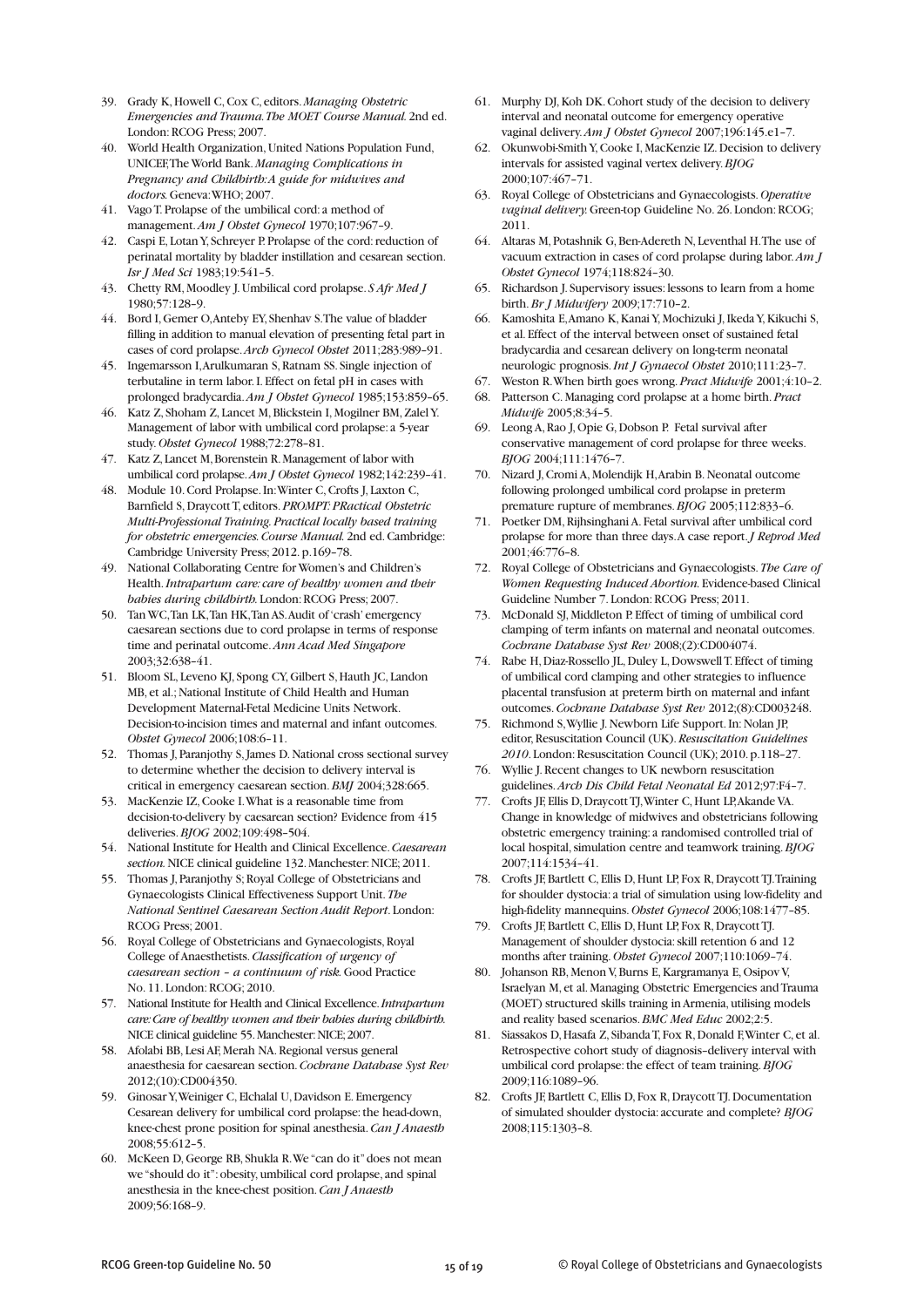39. Grady K, Howell C, Cox C, editors. *Managing Obstetric Emergencies and Trauma. The MOET Course Manual.* 2nd ed. London: RCOG Press; 2007.
40. World Health Organization, United Nations Population Fund, UNICEF, The World Bank. *Managing Complications in Pregnancy and Childbirth: A guide for midwives and doctors.* Geneva: WHO; 2007.
41. Vago T. Prolapse of the umbilical cord: a method of management. *Am J Obstet Gynecol* 1970;107:967–9.
42. Caspi E, Lotan Y, Schreyer P. Prolapse of the cord: reduction of perinatal mortality by bladder instillation and cesarean section. *Isr J Med Sci* 1983;19:541–5.
43. Chetty RM, Moodley J. Umbilical cord prolapse. *S Afr Med J* 1980;57:128–9.
44. Bord I, Gemer O, Anteby EY, Shenhav S. The value of bladder filling in addition to manual elevation of presenting fetal part in cases of cord prolapse. *Arch Gynecol Obstet* 2011;283:989–91.
45. Ingemarsson I, Arulkumaran S, Ratnam SS. Single injection of terbutaline in term labor. I. Effect on fetal pH in cases with prolonged bradycardia. *Am J Obstet Gynecol* 1985;153:859–65.
46. Katz Z, Shoham Z, Lancet M, Blickstein I, Mogilner BM, Zalel Y. Management of labor with umbilical cord prolapse: a 5-year study. *Obstet Gynecol* 1988;72:278–81.
47. Katz Z, Lancet M, Borenstein R. Management of labor with umbilical cord prolapse. *Am J Obstet Gynecol* 1982;142:239–41.
48. Module 10. Cord Prolapse. In: Winter C, Crofts J, Laxton C, Barnfield S, Draycott T, editors. *PROMPT: PRactical Obstetric Multi-Professional Training. Practical locally based training for obstetric emergencies. Course Manual.* 2nd ed. Cambridge: Cambridge University Press; 2012. p.169–78.
49. National Collaborating Centre for Women's and Children's Health. *Intrapartum care: care of healthy women and their babies during childbirth.* London: RCOG Press; 2007.
50. Tan WC, Tan LK, Tan HK, Tan AS. Audit of 'crash' emergency caesarean sections due to cord prolapse in terms of response time and perinatal outcome. *Ann Acad Med Singapore* 2003;32:638–41.
51. Bloom SL, Leveno KJ, Spong CY, Gilbert S, Hauth JC, Landon MB, et al.; National Institute of Child Health and Human Development Maternal-Fetal Medicine Units Network. Decision-to-incision times and maternal and infant outcomes. *Obstet Gynecol* 2006;108:6–11.
52. Thomas J, Paranjothy S, James D. National cross sectional survey to determine whether the decision to delivery interval is critical in emergency caesarean section. *BMJ* 2004;328:665.
53. MacKenzie IZ, Cooke I. What is a reasonable time from decision-to-delivery by caesarean section? Evidence from 415 deliveries. *BJOG* 2002;109:498–504.
54. National Institute for Health and Clinical Excellence. *Caesarean section.* NICE clinical guideline 132. Manchester: NICE; 2011.
55. Thomas J, Paranjothy S; Royal College of Obstetricians and Gynaecologists Clinical Effectiveness Support Unit. *The National Sentinel Caesarean Section Audit Report*. London: RCOG Press; 2001.
56. Royal College of Obstetricians and Gynaecologists, Royal College of Anaesthetists. *Classification of urgency of caesarean section – a continuum of risk.* Good Practice No. 11. London: RCOG; 2010.
57. National Institute for Health and Clinical Excellence. *Intrapartum care: Care of healthy women and their babies during childbirth.* NICE clinical guideline 55. Manchester: NICE; 2007.
58. Afolabi BB, Lesi AF, Merah NA. Regional versus general anaesthesia for caesarean section. *Cochrane Database Syst Rev* 2012;(10):CD004350.
59. Ginosar Y, Weiniger C, Elchalal U, Davidson E. Emergency Cesarean delivery for umbilical cord prolapse: the head-down, knee-chest prone position for spinal anesthesia. *Can J Anaesth* 2008;55:612–5.
60. McKeen D, George RB, Shukla R. We "can do it" does not mean we "should do it": obesity, umbilical cord prolapse, and spinal anesthesia in the knee-chest position. *Can J Anaesth* 2009;56:168–9.
61. Murphy DJ, Koh DK. Cohort study of the decision to delivery interval and neonatal outcome for emergency operative vaginal delivery. *Am J Obstet Gynecol* 2007;196:145.e1–7.
62. Okunwobi-Smith Y, Cooke I, MacKenzie IZ. Decision to delivery intervals for assisted vaginal vertex delivery. *BJOG* 2000;107:467–71.
63. Royal College of Obstetricians and Gynaecologists. *Operative vaginal delivery.* Green-top Guideline No. 26. London: RCOG; 2011.
64. Altaras M, Potashnik G, Ben-Adereth N, Leventhal H. The use of vacuum extraction in cases of cord prolapse during labor. *Am J Obstet Gynecol* 1974;118:824–30.
65. Richardson J. Supervisory issues: lessons to learn from a home birth. *Br J Midwifery* 2009;17:710–2.
66. Kamoshita E, Amano K, Kanai Y, Mochizuki J, Ikeda Y, Kikuchi S, et al. Effect of the interval between onset of sustained fetal bradycardia and cesarean delivery on long-term neonatal neurologic prognosis. *Int J Gynaecol Obstet* 2010;111:23–7.
67. Weston R. When birth goes wrong. *Pract Midwife* 2001;4:10–2.
68. Patterson C. Managing cord prolapse at a home birth. *Pract Midwife* 2005;8:34–5.
69. Leong A, Rao J, Opie G, Dobson P. Fetal survival after conservative management of cord prolapse for three weeks. *BJOG* 2004;111:1476–7.
70. Nizard J, Cromi A, Molendijk H, Arabin B. Neonatal outcome following prolonged umbilical cord prolapse in preterm premature rupture of membranes. *BJOG* 2005;112:833–6.
71. Poetker DM, Rijhsinghani A. Fetal survival after umbilical cord prolapse for more than three days. A case report. *J Reprod Med* 2001;46:776–8.
72. Royal College of Obstetricians and Gynaecologists. *The Care of Women Requesting Induced Abortion.* Evidence-based Clinical Guideline Number 7. London: RCOG Press; 2011.
73. McDonald SJ, Middleton P. Effect of timing of umbilical cord clamping of term infants on maternal and neonatal outcomes. *Cochrane Database Syst Rev* 2008;(2):CD004074.
74. Rabe H, Diaz-Rossello JL, Duley L, Dowswell T. Effect of timing of umbilical cord clamping and other strategies to influence placental transfusion at preterm birth on maternal and infant outcomes. *Cochrane Database Syst Rev* 2012;(8):CD003248.
75. Richmond S, Wyllie J. Newborn Life Support. In: Nolan JP, editor, Resuscitation Council (UK). *Resuscitation Guidelines 2010*. London: Resuscitation Council (UK); 2010. p.118–27.
76. Wyllie J. Recent changes to UK newborn resuscitation guidelines. *Arch Dis Child Fetal Neonatal Ed* 2012;97:F4–7.
77. Crofts JF, Ellis D, Draycott TJ, Winter C, Hunt LP, Akande VA. Change in knowledge of midwives and obstetricians following obstetric emergency training: a randomised controlled trial of local hospital, simulation centre and teamwork training. *BJOG* 2007;114:1534–41.
78. Crofts JF, Bartlett C, Ellis D, Hunt LP, Fox R, Draycott TJ. Training for shoulder dystocia: a trial of simulation using low-fidelity and high-fidelity mannequins. *Obstet Gynecol* 2006;108:1477–85.
79. Crofts JF, Bartlett C, Ellis D, Hunt LP, Fox R, Draycott TJ. Management of shoulder dystocia: skill retention 6 and 12 months after training. *Obstet Gynecol* 2007;110:1069–74.
80. Johanson RB, Menon V, Burns E, Kargramanya E, Osipov V, Israelyan M, et al. Managing Obstetric Emergencies and Trauma (MOET) structured skills training in Armenia, utilising models and reality based scenarios. *BMC Med Educ* 2002;2:5.
81. Siassakos D, Hasafa Z, Sibanda T, Fox R, Donald F, Winter C, et al. Retrospective cohort study of diagnosis–delivery interval with umbilical cord prolapse: the effect of team training. *BJOG* 2009;116:1089–96.
82. Crofts JF, Bartlett C, Ellis D, Fox R, Draycott TJ. Documentation of simulated shoulder dystocia: accurate and complete? *BJOG* 2008;115:1303–8.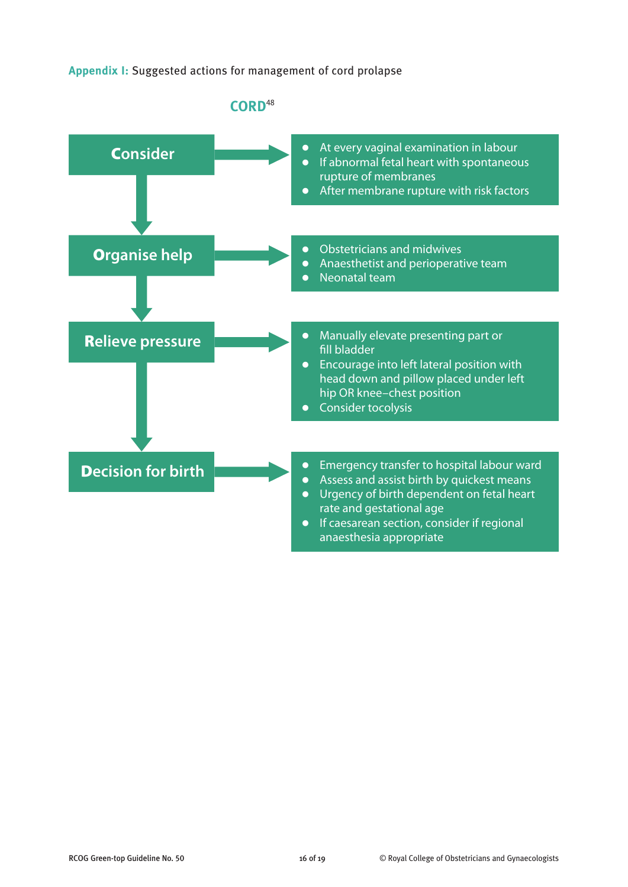**Appendix I:** Suggested actions for management of cord prolapse

## CORD[48]

**Consider**

- At every vaginal examination in labour
- If abnormal fetal heart with spontaneous rupture of membranes
- After membrane rupture with risk factors

**Organise help**

- Obstetricians and midwives
- Anaesthetist and perioperative team
- Neonatal team

**Relieve pressure**

- Manually elevate presenting part or fill bladder
- Encourage into left lateral position with head down and pillow placed under left hip OR knee–chest position
- Consider tocolysis

**Decision for birth**

- Emergency transfer to hospital labour ward
- Assess and assist birth by quickest means
- Urgency of birth dependent on fetal heart rate and gestational age
- If caesarean section, consider if regional anaesthesia appropriate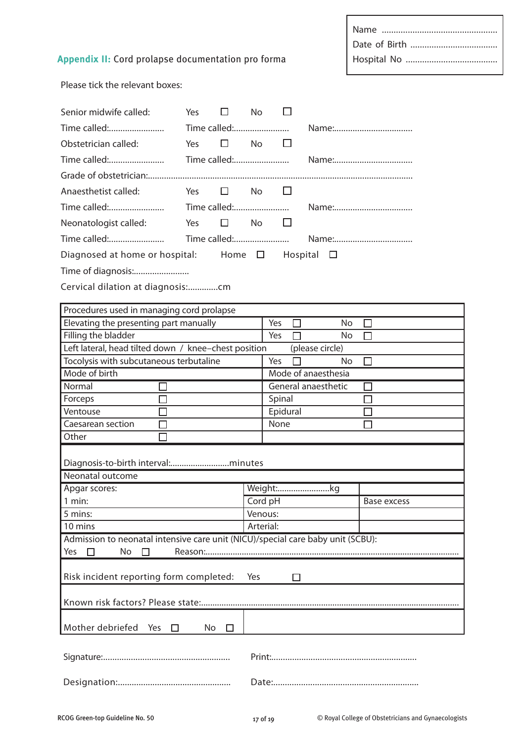Name ....................................................
Date of Birth .......................................
Hospital No ..........................................

## Appendix II: Cord prolapse documentation pro forma

Please tick the relevant boxes:

Senior midwife called: Yes ☐ No ☐

Time called:........................ Time called:........................ Name:.................................

Obstetrician called: Yes ☐ No ☐

Time called:........................ Time called:........................ Name:.................................

Grade of obstetrician:.......................................................................................................................

Anaesthetist called: Yes ☐ No ☐

Time called:........................ Time called:........................ Name:.................................

Neonatologist called: Yes ☐ No ☐

Time called:........................ Time called:........................ Name:.................................

Diagnosed at home or hospital: Home ☐ Hospital ☐

Time of diagnosis:........................

Cervical dilation at diagnosis:.............cm

| Procedures used in managing cord prolapse | | |
|---|---|---|
| Elevating the presenting part manually | Yes ☐ | No ☐ |
| Filling the bladder | Yes ☐ | No ☐ |
| Left lateral, head tilted down / knee–chest position | (please circle) | |
| Tocolysis with subcutaneous terbutaline | Yes ☐ | No ☐ |

| Mode of birth | | Mode of anaesthesia | |
|---|---|---|---|
| Normal | ☐ | General anaesthetic | ☐ |
| Forceps | ☐ | Spinal | ☐ |
| Ventouse | ☐ | Epidural | ☐ |
| Caesarean section | ☐ | None | ☐ |
| Other | ☐ | | |

Diagnosis-to-birth interval:..........................minutes

| Neonatal outcome | | |
|---|---|---|
| Apgar scores: | Weight:.......................kg | |
| 1 min: | Cord pH | Base excess |
| 5 mins: | Venous: | |
| 10 mins | Arterial: | |

Admission to neonatal intensive care unit (NICU)/special care baby unit (SCBU):
Yes ☐ No ☐ Reason:..............................................................................................................

Risk incident reporting form completed: Yes ☐

Known risk factors? Please state:................................................................................................

Mother debriefed Yes ☐ No ☐

Signature:...................................................... Print:..............................................................

Designation:................................................ Date:..............................................................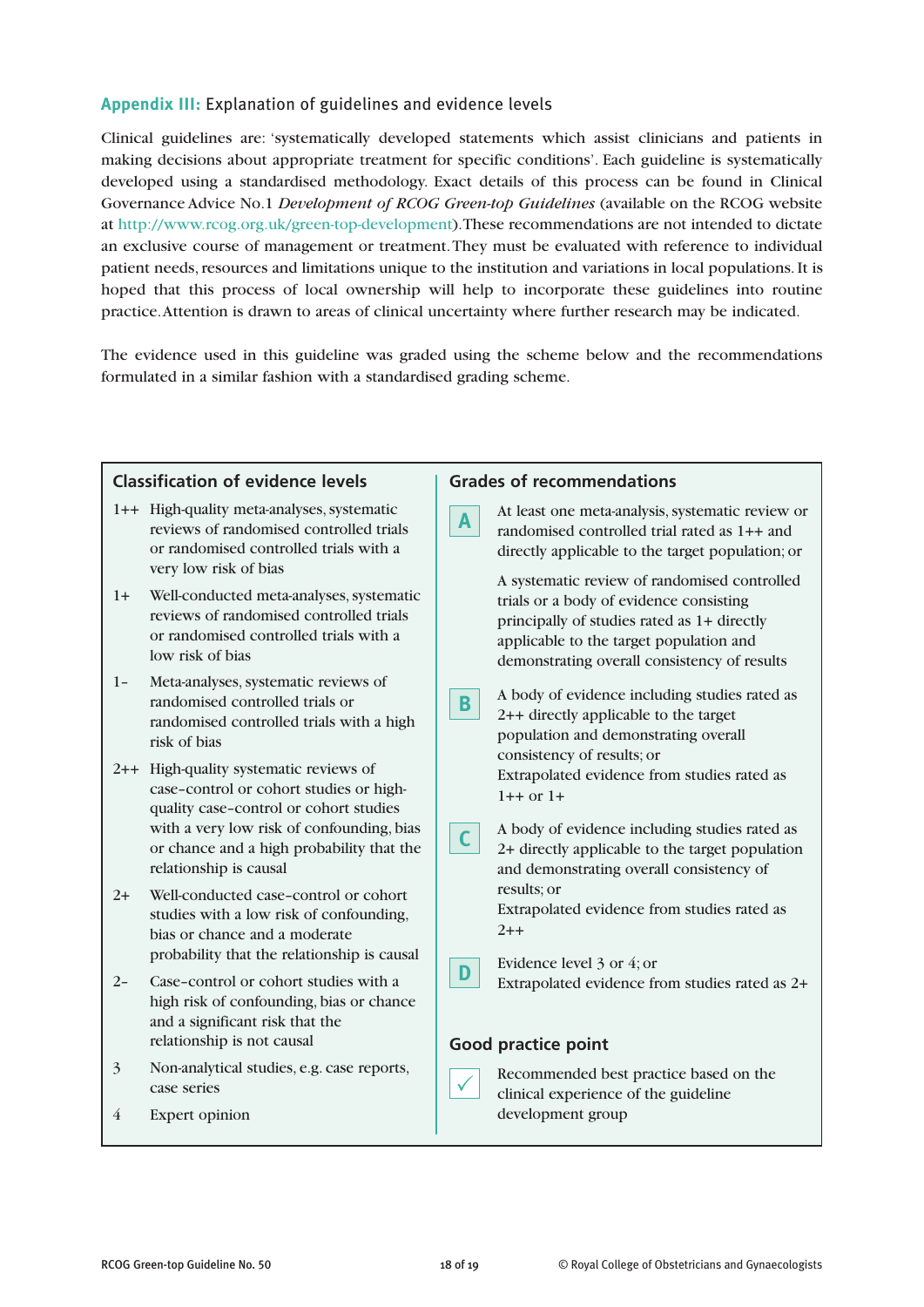## Appendix III: Explanation of guidelines and evidence levels

Clinical guidelines are: 'systematically developed statements which assist clinicians and patients in making decisions about appropriate treatment for specific conditions'. Each guideline is systematically developed using a standardised methodology. Exact details of this process can be found in Clinical Governance Advice No.1 *Development of RCOG Green-top Guidelines* (available on the RCOG website at http://www.rcog.org.uk/green-top-development). These recommendations are not intended to dictate an exclusive course of management or treatment. They must be evaluated with reference to individual patient needs, resources and limitations unique to the institution and variations in local populations. It is hoped that this process of local ownership will help to incorporate these guidelines into routine practice. Attention is drawn to areas of clinical uncertainty where further research may be indicated.

The evidence used in this guideline was graded using the scheme below and the recommendations formulated in a similar fashion with a standardised grading scheme.

### Classification of evidence levels

| Level | Description |
|---|---|
| 1++ | High-quality meta-analyses, systematic reviews of randomised controlled trials or randomised controlled trials with a very low risk of bias |
| 1+ | Well-conducted meta-analyses, systematic reviews of randomised controlled trials or randomised controlled trials with a low risk of bias |
| 1– | Meta-analyses, systematic reviews of randomised controlled trials or randomised controlled trials with a high risk of bias |
| 2++ | High-quality systematic reviews of case–control or cohort studies or high-quality case–control or cohort studies with a very low risk of confounding, bias or chance and a high probability that the relationship is causal |
| 2+ | Well-conducted case–control or cohort studies with a low risk of confounding, bias or chance and a moderate probability that the relationship is causal |
| 2– | Case–control or cohort studies with a high risk of confounding, bias or chance and a significant risk that the relationship is not causal |
| 3 | Non-analytical studies, e.g. case reports, case series |
| 4 | Expert opinion |

### Grades of recommendations

| Grade | Description |
|---|---|
| A | At least one meta-analysis, systematic review or randomised controlled trial rated as 1++ and directly applicable to the target population; or<br>A systematic review of randomised controlled trials or a body of evidence consisting principally of studies rated as 1+ directly applicable to the target population and demonstrating overall consistency of results |
| B | A body of evidence including studies rated as 2++ directly applicable to the target population and demonstrating overall consistency of results; or<br>Extrapolated evidence from studies rated as 1++ or 1+ |
| C | A body of evidence including studies rated as 2+ directly applicable to the target population and demonstrating overall consistency of results; or<br>Extrapolated evidence from studies rated as 2++ |
| D | Evidence level 3 or 4; or<br>Extrapolated evidence from studies rated as 2+ |

### Good practice point

| | |
|---|---|
| ✓ | Recommended best practice based on the clinical experience of the guideline development group |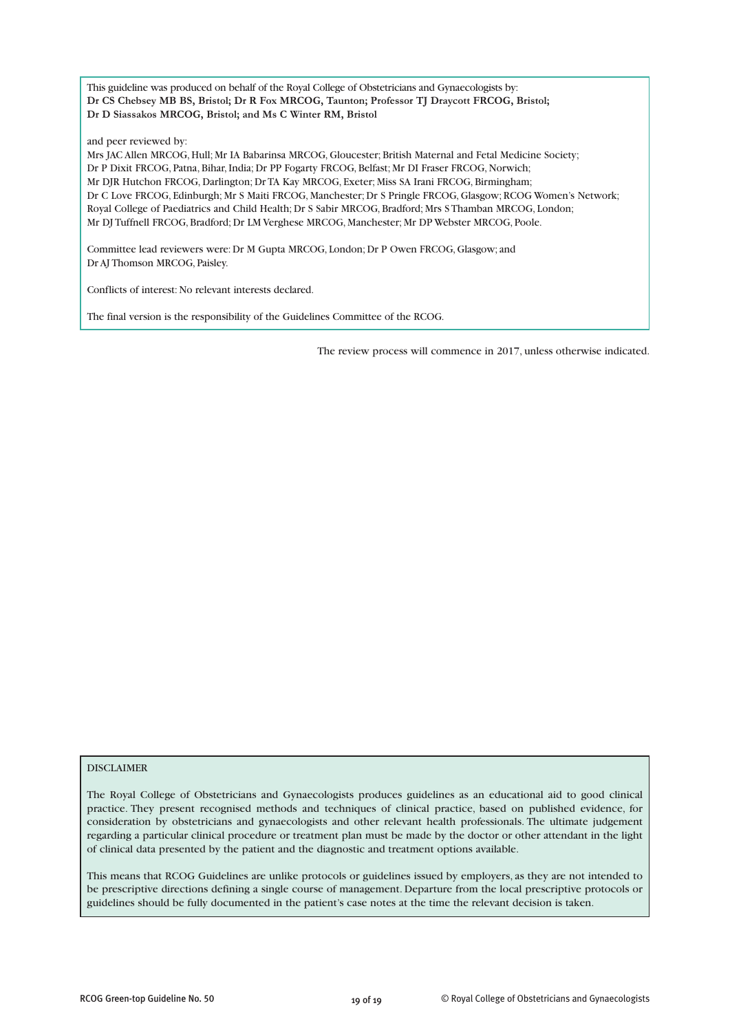This guideline was produced on behalf of the Royal College of Obstetricians and Gynaecologists by:
**Dr CS Chebsey MB BS, Bristol; Dr R Fox MRCOG, Taunton; Professor TJ Draycott FRCOG, Bristol; Dr D Siassakos MRCOG, Bristol; and Ms C Winter RM, Bristol**

and peer reviewed by:
Mrs JAC Allen MRCOG, Hull; Mr IA Babarinsa MRCOG, Gloucester; British Maternal and Fetal Medicine Society; Dr P Dixit FRCOG, Patna, Bihar, India; Dr PP Fogarty FRCOG, Belfast; Mr DI Fraser FRCOG, Norwich; Mr DJR Hutchon FRCOG, Darlington; Dr TA Kay MRCOG, Exeter; Miss SA Irani FRCOG, Birmingham; Dr C Love FRCOG, Edinburgh; Mr S Maiti FRCOG, Manchester; Dr S Pringle FRCOG, Glasgow; RCOG Women's Network; Royal College of Paediatrics and Child Health; Dr S Sabir MRCOG, Bradford; Mrs S Thamban MRCOG, London; Mr DJ Tuffnell FRCOG, Bradford; Dr LM Verghese MRCOG, Manchester; Mr DP Webster MRCOG, Poole.

Committee lead reviewers were: Dr M Gupta MRCOG, London; Dr P Owen FRCOG, Glasgow; and Dr AJ Thomson MRCOG, Paisley.

Conflicts of interest: No relevant interests declared.

The final version is the responsibility of the Guidelines Committee of the RCOG.

The review process will commence in 2017, unless otherwise indicated.

DISCLAIMER

The Royal College of Obstetricians and Gynaecologists produces guidelines as an educational aid to good clinical practice. They present recognised methods and techniques of clinical practice, based on published evidence, for consideration by obstetricians and gynaecologists and other relevant health professionals. The ultimate judgement regarding a particular clinical procedure or treatment plan must be made by the doctor or other attendant in the light of clinical data presented by the patient and the diagnostic and treatment options available.

This means that RCOG Guidelines are unlike protocols or guidelines issued by employers, as they are not intended to be prescriptive directions defining a single course of management. Departure from the local prescriptive protocols or guidelines should be fully documented in the patient's case notes at the time the relevant decision is taken.